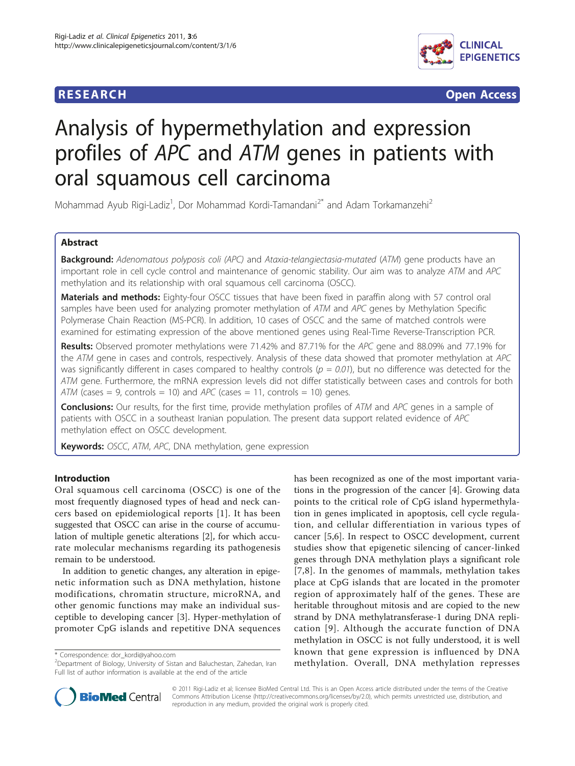**RESEARCH** **Open Access**

# Analysis of hypermethylation and expression profiles of *APC* and *ATM* genes in patients with oral squamous cell carcinoma

Mohammad Ayub Rigi-Ladiz[1], Dor Mohammad Kordi-Tamandani[2*] and Adam Torkamanzehi[2]

## Abstract

**Background:** *Adenomatous polyposis coli (APC)* and *Ataxia-telangiectasia-mutated* (*ATM*) gene products have an important role in cell cycle control and maintenance of genomic stability. Our aim was to analyze *ATM* and *APC* methylation and its relationship with oral squamous cell carcinoma (OSCC).

**Materials and methods:** Eighty-four OSCC tissues that have been fixed in paraffin along with 57 control oral samples have been used for analyzing promoter methylation of *ATM* and *APC* genes by Methylation Specific Polymerase Chain Reaction (MS-PCR). In addition, 10 cases of OSCC and the same of matched controls were examined for estimating expression of the above mentioned genes using Real-Time Reverse-Transcription PCR.

**Results:** Observed promoter methylations were 71.42% and 87.71% for the *APC* gene and 88.09% and 77.19% for the *ATM* gene in cases and controls, respectively. Analysis of these data showed that promoter methylation at *APC* was significantly different in cases compared to healthy controls ($p = 0.01$), but no difference was detected for the *ATM* gene. Furthermore, the mRNA expression levels did not differ statistically between cases and controls for both *ATM* (cases = 9, controls = 10) and *APC* (cases = 11, controls = 10) genes.

**Conclusions:** Our results, for the first time, provide methylation profiles of *ATM* and *APC* genes in a sample of patients with OSCC in a southeast Iranian population. The present data support related evidence of *APC* methylation effect on OSCC development.

**Keywords:** *OSCC*, *ATM*, *APC*, DNA methylation, gene expression

## Introduction

Oral squamous cell carcinoma (OSCC) is one of the most frequently diagnosed types of head and neck cancers based on epidemiological reports [1]. It has been suggested that OSCC can arise in the course of accumulation of multiple genetic alterations [2], for which accurate molecular mechanisms regarding its pathogenesis remain to be understood.

In addition to genetic changes, any alteration in epigenetic information such as DNA methylation, histone modifications, chromatin structure, microRNA, and other genomic functions may make an individual susceptible to developing cancer [3]. Hyper-methylation of promoter CpG islands and repetitive DNA sequences has been recognized as one of the most important variations in the progression of the cancer [4]. Growing data points to the critical role of CpG island hypermethylation in genes implicated in apoptosis, cell cycle regulation, and cellular differentiation in various types of cancer [5,6]. In respect to OSCC development, current studies show that epigenetic silencing of cancer-linked genes through DNA methylation plays a significant role [7,8]. In the genomes of mammals, methylation takes place at CpG islands that are located in the promoter region of approximately half of the genes. These are heritable throughout mitosis and are copied to the new strand by DNA methyltransferase-1 during DNA replication [9]. Although the accurate function of DNA methylation in OSCC is not fully understood, it is well known that gene expression is influenced by DNA methylation. Overall, DNA methylation represses

\* Correspondence: dor_kordi@yahoo.com
[2]Department of Biology, University of Sistan and Baluchestan, Zahedan, Iran
Full list of author information is available at the end of the article

© 2011 Rigi-Ladiz et al; licensee BioMed Central Ltd. This is an Open Access article distributed under the terms of the Creative Commons Attribution License (http://creativecommons.org/licenses/by/2.0), which permits unrestricted use, distribution, and reproduction in any medium, provided the original work is properly cited.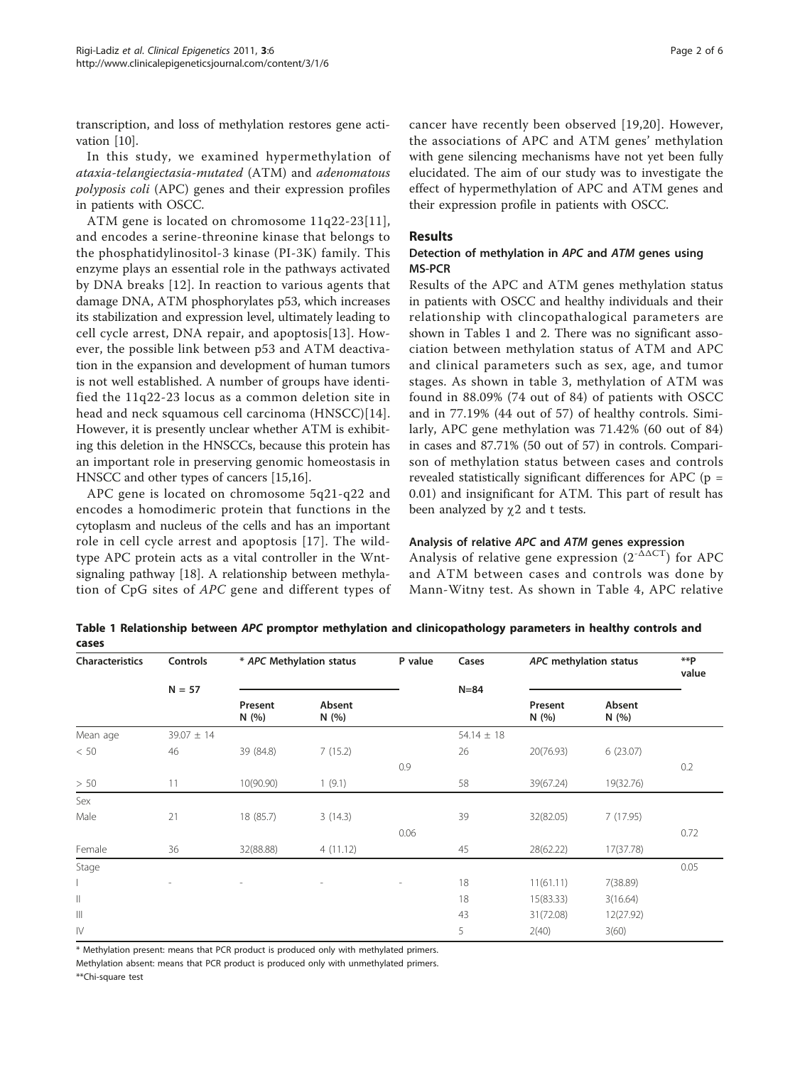transcription, and loss of methylation restores gene activation [10].

In this study, we examined hypermethylation of *ataxia-telangiectasia-mutated* (ATM) and *adenomatous polyposis coli* (APC) genes and their expression profiles in patients with OSCC.

ATM gene is located on chromosome 11q22-23[11], and encodes a serine-threonine kinase that belongs to the phosphatidylinositol-3 kinase (PI-3K) family. This enzyme plays an essential role in the pathways activated by DNA breaks [12]. In reaction to various agents that damage DNA, ATM phosphorylates p53, which increases its stabilization and expression level, ultimately leading to cell cycle arrest, DNA repair, and apoptosis[13]. However, the possible link between p53 and ATM deactivation in the expansion and development of human tumors is not well established. A number of groups have identified the 11q22-23 locus as a common deletion site in head and neck squamous cell carcinoma (HNSCC)[14]. However, it is presently unclear whether ATM is exhibiting this deletion in the HNSCCs, because this protein has an important role in preserving genomic homeostasis in HNSCC and other types of cancers [15,16].

APC gene is located on chromosome 5q21-q22 and encodes a homodimeric protein that functions in the cytoplasm and nucleus of the cells and has an important role in cell cycle arrest and apoptosis [17]. The wild-type APC protein acts as a vital controller in the Wnt-signaling pathway [18]. A relationship between methylation of CpG sites of *APC* gene and different types of cancer have recently been observed [19,20]. However, the associations of APC and ATM genes' methylation with gene silencing mechanisms have not yet been fully elucidated. The aim of our study was to investigate the effect of hypermethylation of APC and ATM genes and their expression profile in patients with OSCC.

## Results

### Detection of methylation in *APC* and *ATM* genes using MS-PCR

Results of the APC and ATM genes methylation status in patients with OSCC and healthy individuals and their relationship with clincopathalogical parameters are shown in Tables 1 and 2. There was no significant association between methylation status of ATM and APC and clinical parameters such as sex, age, and tumor stages. As shown in table 3, methylation of ATM was found in 88.09% (74 out of 84) of patients with OSCC and in 77.19% (44 out of 57) of healthy controls. Similarly, APC gene methylation was 71.42% (60 out of 84) in cases and 87.71% (50 out of 57) in controls. Comparison of methylation status between cases and controls revealed statistically significant differences for APC ($p = 0.01$) and insignificant for ATM. This part of result has been analyzed by $\chi 2$ and t tests.

### Analysis of relative *APC* and *ATM* genes expression

Analysis of relative gene expression ($2^{-\Delta\Delta CT}$) for APC and ATM between cases and controls was done by Mann-Witny test. As shown in Table 4, APC relative

**Table 1 Relationship between *APC* promptor methylation and clinicopathology parameters in healthy controls and cases**

| Characteristics | Controls | * *APC* Methylation status | | P value | Cases | *APC* methylation status | | **P value |
|---|---|---|---|---|---|---|---|---|
| | N = 57 | Present N (%) | Absent N (%) | | N=84 | Present N (%) | Absent N (%) | |
| Mean age | 39.07 ± 14 | | | | 54.14 ± 18 | | | |
| < 50 | 46 | 39 (84.8) | 7 (15.2) | | 26 | 20(76.93) | 6 (23.07) | |
| | | | | 0.9 | | | | 0.2 |
| > 50 | 11 | 10(90.90) | 1 (9.1) | | 58 | 39(67.24) | 19(32.76) | |
| Sex | | | | | | | | |
| Male | 21 | 18 (85.7) | 3 (14.3) | | 39 | 32(82.05) | 7 (17.95) | |
| | | | | 0.06 | | | | 0.72 |
| Female | 36 | 32(88.88) | 4 (11.12) | | 45 | 28(62.22) | 17(37.78) | |
| Stage | | | | | | | | 0.05 |
| I | - | - | - | - | 18 | 11(61.11) | 7(38.89) | |
| II | | | | | 18 | 15(83.33) | 3(16.64) | |
| III | | | | | 43 | 31(72.08) | 12(27.92) | |
| IV | | | | | 5 | 2(40) | 3(60) | |

\* Methylation present: means that PCR product is produced only with methylated primers.

Methylation absent: means that PCR product is produced only with unmethylated primers.

**Chi-square test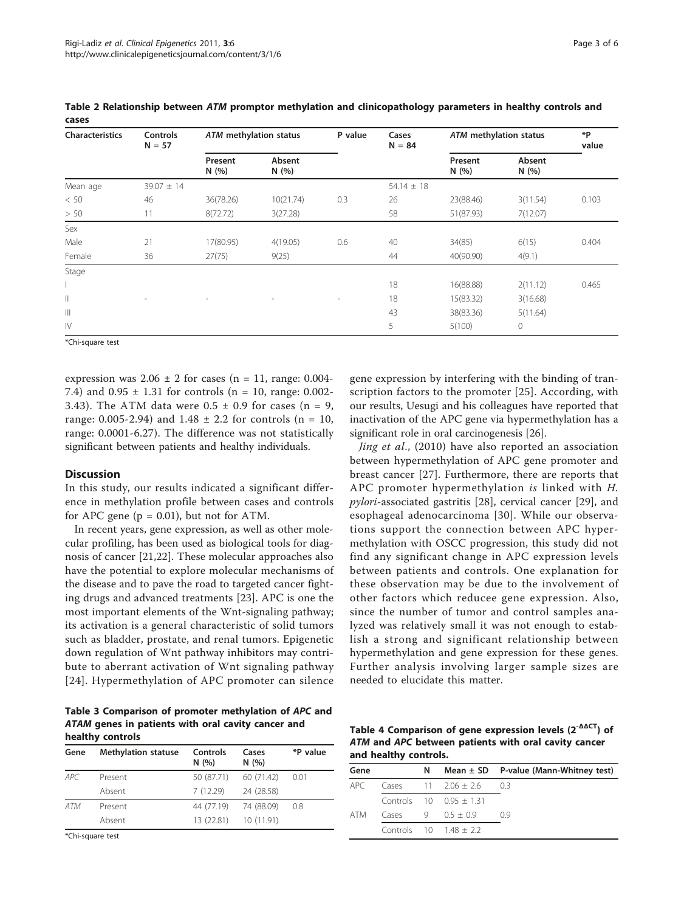**Table 2 Relationship between *ATM* promptor methylation and clinicopathology parameters in healthy controls and cases**

| Characteristics | Controls N = 57 | *ATM* methylation status | | P value | Cases N = 84 | *ATM* methylation status | | *P value |
|---|---|---|---|---|---|---|---|---|
| | | Present N (%) | Absent N (%) | | | Present N (%) | Absent N (%) | |
| Mean age | 39.07 ± 14 | | | | 54.14 ± 18 | | | |
| < 50 | 46 | 36(78.26) | 10(21.74) | 0.3 | 26 | 23(88.46) | 3(11.54) | 0.103 |
| > 50 | 11 | 8(72.72) | 3(27.28) | | 58 | 51(87.93) | 7(12.07) | |
| Sex | | | | | | | | |
| Male | 21 | 17(80.95) | 4(19.05) | 0.6 | 40 | 34(85) | 6(15) | 0.404 |
| Female | 36 | 27(75) | 9(25) | | 44 | 40(90.90) | 4(9.1) | |
| Stage | | | | | | | | |
| I | | | | | 18 | 16(88.88) | 2(11.12) | 0.465 |
| II | - | - | - | - | 18 | 15(83.32) | 3(16.68) | |
| III | | | | | 43 | 38(83.36) | 5(11.64) | |
| IV | | | | | 5 | 5(100) | 0 | |

*Chi-square test

expression was 2.06 ± 2 for cases (n = 11, range: 0.004-7.4) and 0.95 ± 1.31 for controls (n = 10, range: 0.002-3.43). The ATM data were 0.5 ± 0.9 for cases (n = 9, range: 0.005-2.94) and 1.48 ± 2.2 for controls (n = 10, range: 0.0001-6.27). The difference was not statistically significant between patients and healthy individuals.

## Discussion

In this study, our results indicated a significant difference in methylation profile between cases and controls for APC gene (p = 0.01), but not for ATM.

In recent years, gene expression, as well as other molecular profiling, has been used as biological tools for diagnosis of cancer [21,22]. These molecular approaches also have the potential to explore molecular mechanisms of the disease and to pave the road to targeted cancer fighting drugs and advanced treatments [23]. APC is one the most important elements of the Wnt-signaling pathway; its activation is a general characteristic of solid tumors such as bladder, prostate, and renal tumors. Epigenetic down regulation of Wnt pathway inhibitors may contribute to aberrant activation of Wnt signaling pathway [24]. Hypermethylation of APC promoter can silence gene expression by interfering with the binding of transcription factors to the promoter [25]. According, with our results, Uesugi and his colleagues have reported that inactivation of the APC gene via hypermethylation has a significant role in oral carcinogenesis [26].

*Jing et al*., (2010) have also reported an association between hypermethylation of APC gene promoter and breast cancer [27]. Furthermore, there are reports that APC promoter hypermethylation *is* linked with *H. pylori*-associated gastritis [28], cervical cancer [29], and esophageal adenocarcinoma [30]. While our observations support the connection between APC hypermethylation with OSCC progression, this study did not find any significant change in APC expression levels between patients and controls. One explanation for these observation may be due to the involvement of other factors which reducee gene expression. Also, since the number of tumor and control samples analyzed was relatively small it was not enough to establish a strong and significant relationship between hypermethylation and gene expression for these genes. Further analysis involving larger sample sizes are needed to elucidate this matter.

**Table 3 Comparison of promoter methylation of *APC* and *ATAM* genes in patients with oral cavity cancer and healthy controls**

| Gene | Methylation statuse | Controls N (%) | Cases N (%) | *P value |
|---|---|---|---|---|
| *APC* | Present | 50 (87.71) | 60 (71.42) | 0.01 |
| | Absent | 7 (12.29) | 24 (28.58) | |
| *ATM* | Present | 44 (77.19) | 74 (88.09) | 0.8 |
| | Absent | 13 (22.81) | 10 (11.91) | |

*Chi-square test

**Table 4 Comparison of gene expression levels ($2^{-\Delta\Delta CT}$) of *ATM* and *APC* between patients with oral cavity cancer and healthy controls.**

| Gene | | N | Mean ± SD | P-value (Mann-Whitney test) |
|---|---|---|---|---|
| APC | Cases | 11 | 2.06 ± 2.6 | 0.3 |
| | Controls | 10 | 0.95 ± 1.31 | |
| ATM | Cases | 9 | 0.5 ± 0.9 | 0.9 |
| | Controls | 10 | 1.48 ± 2.2 | |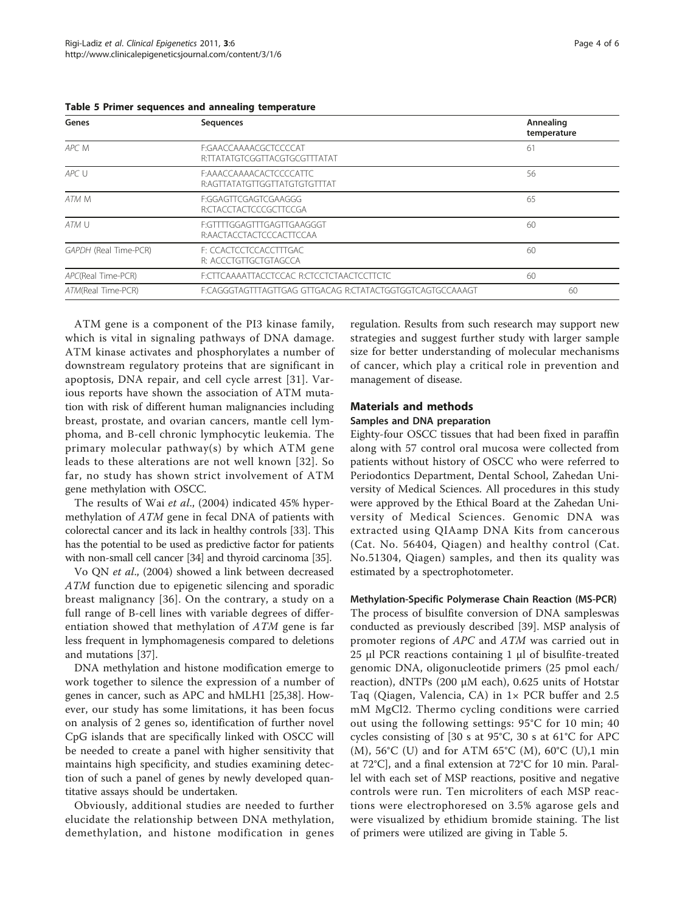**Table 5 Primer sequences and annealing temperature**

| Genes | Sequences | Annealing temperature |
|---|---|---|
| *APC* M | F:GAACCAAAACGCTCCCCAT R:TTATATGTCGGTTACGTGCGTTTATAT | 61 |
| *APC* U | F:AAACCAAAACACTCCCCATTC R:AGTTATATGTTGGTTATGTGTGTTTAT | 56 |
| *ATM* M | F:GGAGTTCGAGTCGAAGGG R:CTACCTACTCCCGCTTCCGA | 65 |
| *ATM* U | F:GTTTTGGAGTTTGAGTTGAAGGGT R:AACTACCTACTCCCACTTCCAA | 60 |
| *GAPDH* (Real Time-PCR) | F: CCACTCCTCCACCTTTGAC R: ACCCTGTTGCTGTAGCCA | 60 |
| *APC*(Real Time-PCR) | F:CTTCAAAATTACCTCCAC R:CTCCTCTAACTCCTTCTC | 60 |
| *ATM*(Real Time-PCR) | F:CAGGGTAGTTTAGTTGAG GTTGACAG R:CTATACTGGTGGTCAGTGCCAAAGT | 60 |

ATM gene is a component of the PI3 kinase family, which is vital in signaling pathways of DNA damage. ATM kinase activates and phosphorylates a number of downstream regulatory proteins that are significant in apoptosis, DNA repair, and cell cycle arrest [31]. Various reports have shown the association of ATM mutation with risk of different human malignancies including breast, prostate, and ovarian cancers, mantle cell lymphoma, and B-cell chronic lymphocytic leukemia. The primary molecular pathway(s) by which ATM gene leads to these alterations are not well known [32]. So far, no study has shown strict involvement of ATM gene methylation with OSCC.

The results of Wai *et al*., (2004) indicated 45% hypermethylation of *ATM* gene in fecal DNA of patients with colorectal cancer and its lack in healthy controls [33]. This has the potential to be used as predictive factor for patients with non-small cell cancer [34] and thyroid carcinoma [35].

Vo QN *et al*., (2004) showed a link between decreased *ATM* function due to epigenetic silencing and sporadic breast malignancy [36]. On the contrary, a study on a full range of B-cell lines with variable degrees of differentiation showed that methylation of *ATM* gene is far less frequent in lymphomagenesis compared to deletions and mutations [37].

DNA methylation and histone modification emerge to work together to silence the expression of a number of genes in cancer, such as APC and hMLH1 [25,38]. However, our study has some limitations, it has been focus on analysis of 2 genes so, identification of further novel CpG islands that are specifically linked with OSCC will be needed to create a panel with higher sensitivity that maintains high specificity, and studies examining detection of such a panel of genes by newly developed quantitative assays should be undertaken.

Obviously, additional studies are needed to further elucidate the relationship between DNA methylation, demethylation, and histone modification in genes regulation. Results from such research may support new strategies and suggest further study with larger sample size for better understanding of molecular mechanisms of cancer, which play a critical role in prevention and management of disease.

## Materials and methods

### Samples and DNA preparation

Eighty-four OSCC tissues that had been fixed in paraffin along with 57 control oral mucosa were collected from patients without history of OSCC who were referred to Periodontics Department, Dental School, Zahedan University of Medical Sciences. All procedures in this study were approved by the Ethical Board at the Zahedan University of Medical Sciences. Genomic DNA was extracted using QIAamp DNA Kits from cancerous (Cat. No. 56404, Qiagen) and healthy control (Cat. No.51304, Qiagen) samples, and then its quality was estimated by a spectrophotometer.

### Methylation-Specific Polymerase Chain Reaction (MS-PCR)

The process of bisulfite conversion of DNA sampleswas conducted as previously described [39]. MSP analysis of promoter regions of *APC* and *ATM* was carried out in 25 μl PCR reactions containing 1 μl of bisulfite-treated genomic DNA, oligonucleotide primers (25 pmol each/reaction), dNTPs (200 μM each), 0.625 units of Hotstar Taq (Qiagen, Valencia, CA) in 1× PCR buffer and 2.5 mM $MgCl_2$. Thermo cycling conditions were carried out using the following settings: 95°C for 10 min; 40 cycles consisting of [30 s at 95°C, 30 s at 61°C for APC (M), 56°C (U) and for ATM 65°C (M), 60°C (U),1 min at 72°C], and a final extension at 72°C for 10 min. Parallel with each set of MSP reactions, positive and negative controls were run. Ten microliters of each MSP reactions were electrophoresed on 3.5% agarose gels and were visualized by ethidium bromide staining. The list of primers were utilized are giving in Table 5.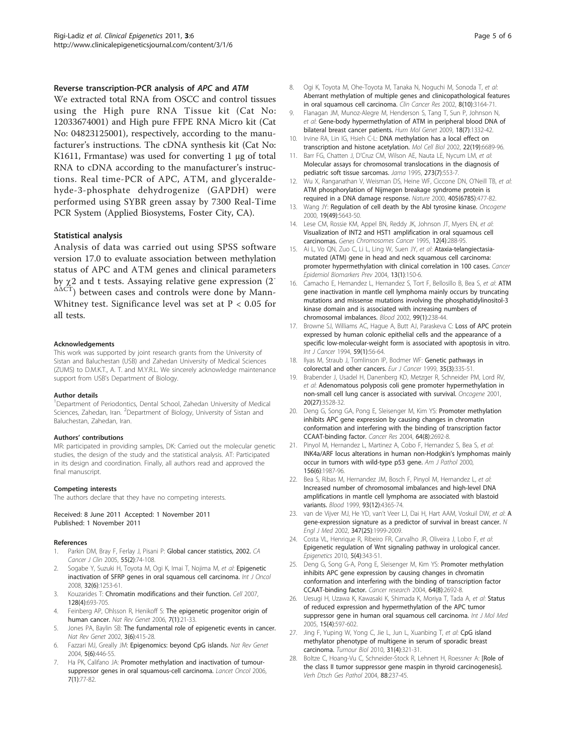### Reverse transcription-PCR analysis of *APC* and *ATM*

We extracted total RNA from OSCC and control tissues using the High pure RNA Tissue kit (Cat No: 12033674001) and High pure FFPE RNA Micro kit (Cat No: 04823125001), respectively, according to the manufacturer's instructions. The cDNA synthesis kit (Cat No: K1611, Frmantase) was used for converting 1 μg of total RNA to cDNA according to the manufacturer's instructions. Real time-PCR of APC, ATM, and glyceraldehyde-3-phosphate dehydrogenize (GAPDH) were performed using SYBR green assay by 7300 Real-Time PCR System (Applied Biosystems, Foster City, CA).

### Statistical analysis

Analysis of data was carried out using SPSS software version 17.0 to evaluate association between methylation status of APC and ATM genes and clinical parameters by $\chi 2$ and t tests. Assaying relative gene expression ($2^{-\Delta\Delta CT}$) between cases and controls were done by Mann-Whitney test. Significance level was set at $P < 0.05$ for all tests.

#### Acknowledgements

This work was supported by joint research grants from the University of Sistan and Baluchestan (USB) and Zahedan University of Medical Sciences (ZUMS) to D.M.K.T., A. T. and M.Y.R.L. We sincerely acknowledge maintenance support from USB's Department of Biology.

#### Author details

[1]Department of Periodontics, Dental School, Zahedan University of Medical Sciences, Zahedan, Iran. [2]Department of Biology, University of Sistan and Baluchestan, Zahedan, Iran.

#### Authors' contributions

MR: participated in providing samples, DK: Carried out the molecular genetic studies, the design of the study and the statistical analysis. AT: Participated in its design and coordination. Finally, all authors read and approved the final manuscript.

#### Competing interests

The authors declare that they have no competing interests.

Received: 8 June 2011 Accepted: 1 November 2011
Published: 1 November 2011

#### References

1. Parkin DM, Bray F, Ferlay J, Pisani P: **Global cancer statistics, 2002.** *CA Cancer J Clin* 2005, **55(2)**:74-108.
2. Sogabe Y, Suzuki H, Toyota M, Ogi K, Imai T, Nojima M, *et al*: **Epigenetic inactivation of SFRP genes in oral squamous cell carcinoma.** *Int J Oncol* 2008, **32(6)**:1253-61.
3. Kouzarides T: **Chromatin modifications and their function.** *Cell* 2007, **128(4)**:693-705.
4. Feinberg AP, Ohlsson R, Henikoff S: **The epigenetic progenitor origin of human cancer.** *Nat Rev Genet* 2006, **7(1)**:21-33.
5. Jones PA, Baylin SB: **The fundamental role of epigenetic events in cancer.** *Nat Rev Genet* 2002, **3(6)**:415-28.
6. Fazzari MJ, Greally JM: **Epigenomics: beyond CpG islands.** *Nat Rev Genet* 2004, **5(6)**:446-55.
7. Ha PK, Califano JA: **Promoter methylation and inactivation of tumour-suppressor genes in oral squamous-cell carcinoma.** *Lancet Oncol* 2006, **7(1)**:77-82.
8. Ogi K, Toyota M, Ohe-Toyota M, Tanaka N, Noguchi M, Sonoda T, *et al*: **Aberrant methylation of multiple genes and clinicopathological features in oral squamous cell carcinoma.** *Clin Cancer Res* 2002, **8(10)**:3164-71.
9. Flanagan JM, Munoz-Alegre M, Henderson S, Tang T, Sun P, Johnson N, *et al*: **Gene-body hypermethylation of ATM in peripheral blood DNA of bilateral breast cancer patients.** *Hum Mol Genet* 2009, **18(7)**:1332-42.
10. Irvine RA, Lin IG, Hsieh C-L: **DNA methylation has a local effect on transcription and histone acetylation.** *Mol Cell Biol* 2002, **22(19)**:6689-96.
11. Barr FG, Chatten J, D'Cruz CM, Wilson AE, Nauta LE, Nycum LM, *et al*: **Molecular assays for chromosomal translocations in the diagnosis of pediatric soft tissue sarcomas.** *Jama* 1995, **273(7)**:553-7.
12. Wu X, Ranganathan V, Weisman DS, Heine WF, Ciccone DN, O'Neill TB, *et al*: **ATM phosphorylation of Nijmegen breakage syndrome protein is required in a DNA damage response.** *Nature* 2000, **405(6785)**:477-82.
13. Wang JY: **Regulation of cell death by the Abl tyrosine kinase.** *Oncogene* 2000, **19(49)**:5643-50.
14. Lese CM, Rossie KM, Appel BN, Reddy JK, Johnson JT, Myers EN, *et al*: **Visualization of INT2 and HST1 amplification in oral squamous cell carcinomas.** *Genes Chromosomes Cancer* 1995, **12(4)**:288-95.
15. Ai L, Vo QN, Zuo C, Li L, Ling W, Suen JY, *et al*: **Ataxia-telangiectasia-mutated (ATM) gene in head and neck squamous cell carcinoma: promoter hypermethylation with clinical correlation in 100 cases.** *Cancer Epidemiol Biomarkers Prev* 2004, **13(1)**:150-6.
16. Camacho E, Hernandez L, Hernandez S, Tort F, Bellosillo B, Bea S, *et al*: **ATM gene inactivation in mantle cell lymphoma mainly occurs by truncating mutations and missense mutations involving the phosphatidylinositol-3 kinase domain and is associated with increasing numbers of chromosomal imbalances.** *Blood* 2002, **99(1)**:238-44.
17. Browne SJ, Williams AC, Hague A, Butt AJ, Paraskeva C: **Loss of APC protein expressed by human colonic epithelial cells and the appearance of a specific low-molecular-weight form is associated with apoptosis in vitro.** *Int J Cancer* 1994, **59(1)**:56-64.
18. Ilyas M, Straub J, Tomlinson IP, Bodmer WF: **Genetic pathways in colorectal and other cancers.** *Eur J Cancer* 1999, **35(3)**:335-51.
19. Brabender J, Usadel H, Danenberg KD, Metzger R, Schneider PM, Lord RV, *et al*: **Adenomatous polyposis coli gene promoter hypermethylation in non-small cell lung cancer is associated with survival.** *Oncogene* 2001, **20(27)**:3528-32.
20. Deng G, Song GA, Pong E, Sleisenger M, Kim YS: **Promoter methylation inhibits APC gene expression by causing changes in chromatin conformation and interfering with the binding of transcription factor CCAAT-binding factor.** *Cancer Res* 2004, **64(8)**:2692-8.
21. Pinyol M, Hernandez L, Martinez A, Cobo F, Hernandez S, Bea S, *et al*: **INK4a/ARF locus alterations in human non-Hodgkin's lymphomas mainly occur in tumors with wild-type p53 gene.** *Am J Pathol* 2000, **156(6)**:1987-96.
22. Bea S, Ribas M, Hernandez JM, Bosch F, Pinyol M, Hernandez L, *et al*: **Increased number of chromosomal imbalances and high-level DNA amplifications in mantle cell lymphoma are associated with blastoid variants.** *Blood* 1999, **93(12)**:4365-74.
23. van de Vijver MJ, He YD, van't Veer LJ, Dai H, Hart AAM, Voskuil DW, *et al*: **A gene-expression signature as a predictor of survival in breast cancer.** *N Engl J Med* 2002, **347(25)**:1999-2009.
24. Costa VL, Henrique R, Ribeiro FR, Carvalho JR, Oliveira J, Lobo F, *et al*: **Epigenetic regulation of Wnt signaling pathway in urological cancer.** *Epigenetics* 2010, **5(4)**:343-51.
25. Deng G, Song G-A, Pong E, Sleisenger M, Kim YS: **Promoter methylation inhibits APC gene expression by causing changes in chromatin conformation and interfering with the binding of transcription factor CCAAT-binding factor.** *Cancer research* 2004, **64(8)**:2692-8.
26. Uesugi H, Uzawa K, Kawasaki K, Shimada K, Moriya T, Tada A, *et al*: **Status of reduced expression and hypermethylation of the APC tumor suppressor gene in human oral squamous cell carcinoma.** *Int J Mol Med* 2005, **15(4)**:597-602.
27. Jing F, Yuping W, Yong C, Jie L, Jun L, Xuanbing T, *et al*: **CpG island methylator phenotype of multigene in serum of sporadic breast carcinoma.** *Tumour Biol* 2010, **31(4)**:321-31.
28. Boltze C, Hoang-Vu C, Schneider-Stock R, Lehnert H, Roessner A: **[Role of the class II tumor suppressor gene maspin in thyroid carcinogenesis].** *Verh Dtsch Ges Pathol* 2004, **88**:237-45.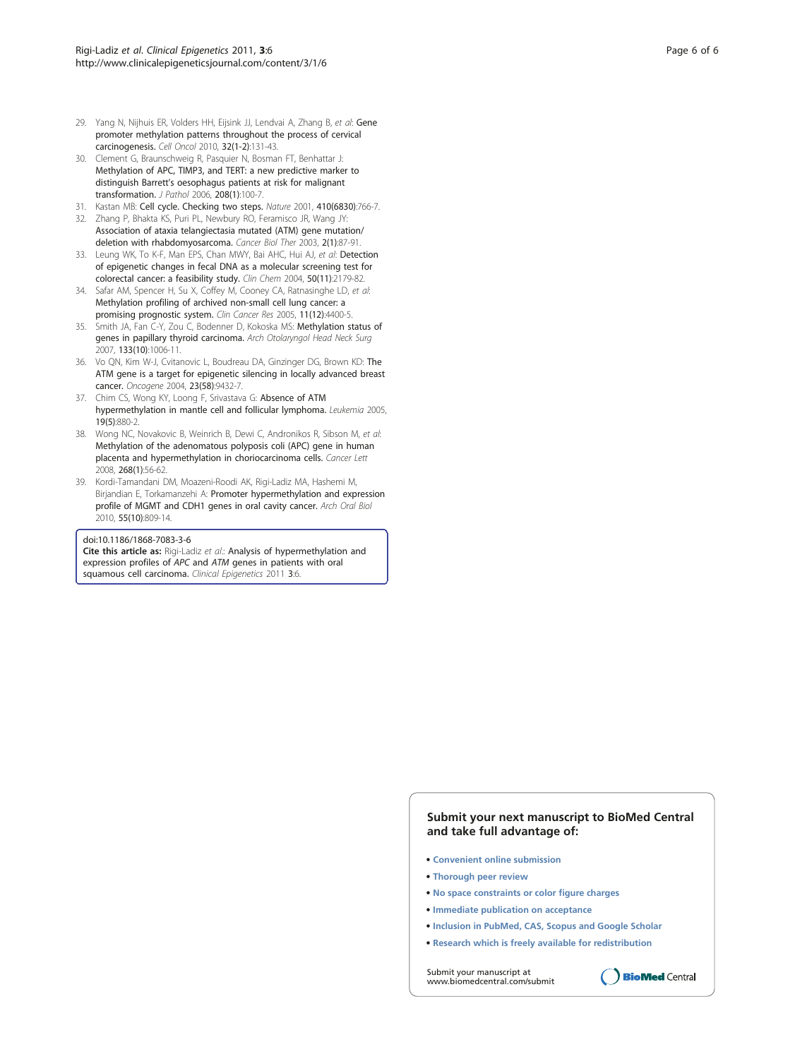29. Yang N, Nijhuis ER, Volders HH, Eijsink JJ, Lendvai A, Zhang B, *et al*: **Gene promoter methylation patterns throughout the process of cervical carcinogenesis.** *Cell Oncol* 2010, **32(1-2)**:131-43.
30. Clement G, Braunschweig R, Pasquier N, Bosman FT, Benhattar J: **Methylation of APC, TIMP3, and TERT: a new predictive marker to distinguish Barrett's oesophagus patients at risk for malignant transformation.** *J Pathol* 2006, **208(1)**:100-7.
31. Kastan MB: **Cell cycle. Checking two steps.** *Nature* 2001, **410(6830)**:766-7.
32. Zhang P, Bhakta KS, Puri PL, Newbury RO, Feramisco JR, Wang JY: **Association of ataxia telangiectasia mutated (ATM) gene mutation/deletion with rhabdomyosarcoma.** *Cancer Biol Ther* 2003, **2(1)**:87-91.
33. Leung WK, To K-F, Man EPS, Chan MWY, Bai AHC, Hui AJ, *et al*: **Detection of epigenetic changes in fecal DNA as a molecular screening test for colorectal cancer: a feasibility study.** *Clin Chem* 2004, **50(11)**:2179-82.
34. Safar AM, Spencer H, Su X, Coffey M, Cooney CA, Ratnasinghe LD, *et al*: **Methylation profiling of archived non-small cell lung cancer: a promising prognostic system.** *Clin Cancer Res* 2005, **11(12)**:4400-5.
35. Smith JA, Fan C-Y, Zou C, Bodenner D, Kokoska MS: **Methylation status of genes in papillary thyroid carcinoma.** *Arch Otolaryngol Head Neck Surg* 2007, **133(10)**:1006-11.
36. Vo QN, Kim W-J, Cvitanovic L, Boudreau DA, Ginzinger DG, Brown KD: **The ATM gene is a target for epigenetic silencing in locally advanced breast cancer.** *Oncogene* 2004, **23(58)**:9432-7.
37. Chim CS, Wong KY, Loong F, Srivastava G: **Absence of ATM hypermethylation in mantle cell and follicular lymphoma.** *Leukemia* 2005, **19(5)**:880-2.
38. Wong NC, Novakovic B, Weinrich B, Dewi C, Andronikos R, Sibson M, *et al*: **Methylation of the adenomatous polyposis coli (APC) gene in human placenta and hypermethylation in choriocarcinoma cells.** *Cancer Lett* 2008, **268(1)**:56-62.
39. Kordi-Tamandani DM, Moazeni-Roodi AK, Rigi-Ladiz MA, Hashemi M, Birjandian E, Torkamanzehi A: **Promoter hypermethylation and expression profile of MGMT and CDH1 genes in oral cavity cancer.** *Arch Oral Biol* 2010, **55(10)**:809-14.

doi:10.1186/1868-7083-3-6

**Cite this article as:** Rigi-Ladiz *et al.*: Analysis of hypermethylation and expression profiles of *APC* and *ATM* genes in patients with oral squamous cell carcinoma. *Clinical Epigenetics* 2011 3:6.

**Submit your next manuscript to BioMed Central and take full advantage of:**

- Convenient online submission
- Thorough peer review
- No space constraints or color figure charges
- Immediate publication on acceptance
- Inclusion in PubMed, CAS, Scopus and Google Scholar
- Research which is freely available for redistribution

Submit your manuscript at www.biomedcentral.com/submit

BioMed Central